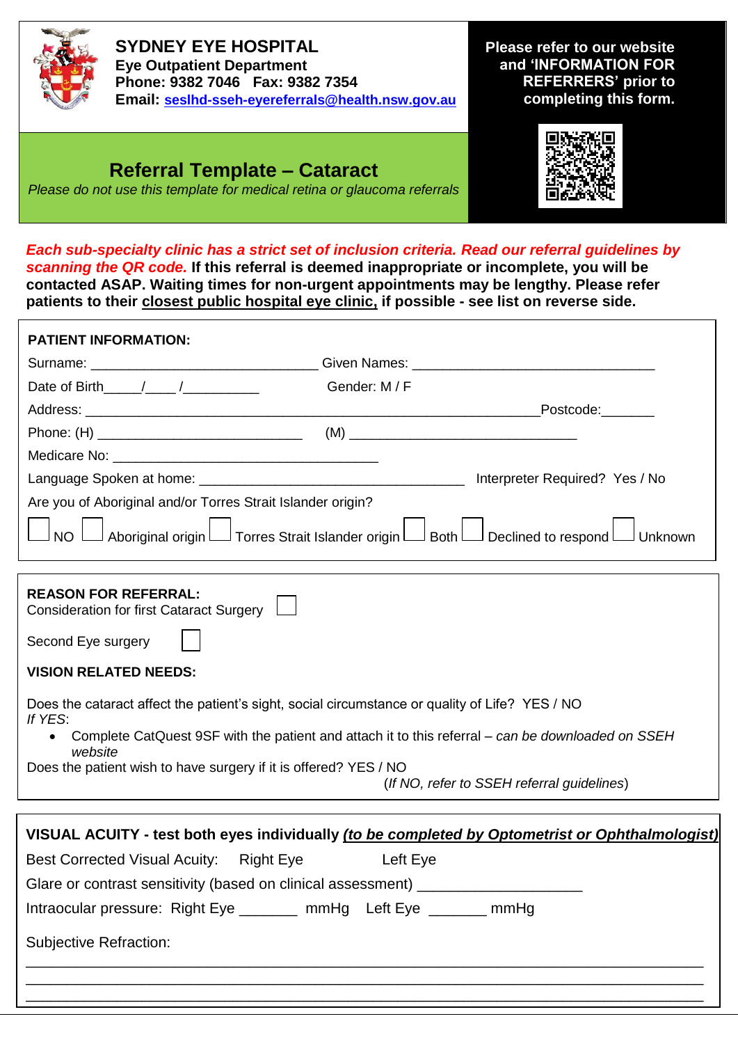**SYDNEY EYE HOSPITAL**
**Eye Outpatient Department**
**Phone: 9382 7046 Fax: 9382 7354**
**Email: seslhd-sseh-eyereferrals@health.nsw.gov.au**

**Please refer to our website and 'INFORMATION FOR REFERRERS' prior to completing this form.**

# Referral Template – Cataract

*Please do not use this template for medical retina or glaucoma referrals*

***Each sub-specialty clinic has a strict set of inclusion criteria. Read our referral guidelines by scanning the QR code.*** **If this referral is deemed inappropriate or incomplete, you will be contacted ASAP. Waiting times for non-urgent appointments may be lengthy. Please refer patients to their closest public hospital eye clinic, if possible - see list on reverse side.**

**PATIENT INFORMATION:**

Surname: ______________________________ Given Names: ________________________________

Date of Birth_____/____ /__________ Gender: M / F

Address: ______________________________________________________________Postcode:_______

Phone: (H) ___________________________ (M) ______________________________

Medicare No: ___________________________________

Language Spoken at home: ___________________________________ Interpreter Required? Yes / No

Are you of Aboriginal and/or Torres Strait Islander origin?

☐ NO ☐ Aboriginal origin ☐ Torres Strait Islander origin ☐ Both ☐ Declined to respond ☐ Unknown

**REASON FOR REFERRAL:**

Consideration for first Cataract Surgery ☐

Second Eye surgery ☐

**VISION RELATED NEEDS:**

Does the cataract affect the patient's sight, social circumstance or quality of Life? YES / NO

*If YES*:

- Complete CatQuest 9SF with the patient and attach it to this referral – *can be downloaded on SSEH website*

Does the patient wish to have surgery if it is offered? YES / NO

(*If NO, refer to SSEH referral guidelines*)

**VISUAL ACUITY - test both eyes individually *(to be completed by Optometrist or Ophthalmologist)***

Best Corrected Visual Acuity: Right Eye Left Eye

Glare or contrast sensitivity (based on clinical assessment) ____________________

Intraocular pressure: Right Eye _______ mmHg Left Eye _______ mmHg

Subjective Refraction:

_______________________________________________________________________________

_______________________________________________________________________________

_______________________________________________________________________________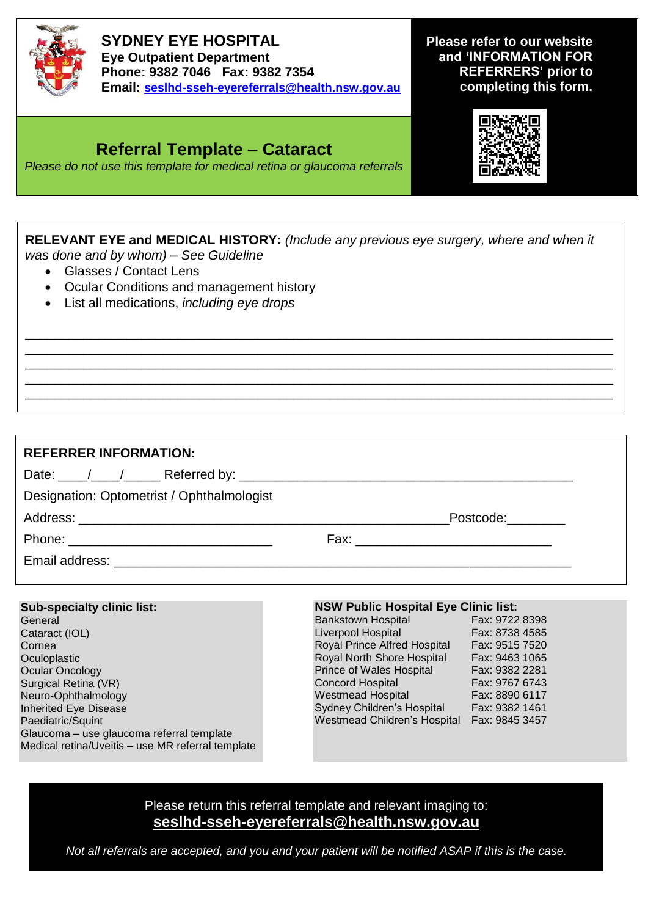**SYDNEY EYE HOSPITAL**
**Eye Outpatient Department**
**Phone: 9382 7046 Fax: 9382 7354**
**Email: seslhd-sseh-eyereferrals@health.nsw.gov.au**

**Please refer to our website and 'INFORMATION FOR REFERRERS' prior to completing this form.**

## Referral Template – Cataract

*Please do not use this template for medical retina or glaucoma referrals*

**RELEVANT EYE and MEDICAL HISTORY:** *(Include any previous eye surgery, where and when it was done and by whom) – See Guideline*

- Glasses / Contact Lens
- Ocular Conditions and management history
- List all medications, *including eye drops*

____________________________________________________________________________
____________________________________________________________________________
____________________________________________________________________________
____________________________________________________________________________
____________________________________________________________________________

**REFERRER INFORMATION:**

Date: ____/____/_____ Referred by: _____________________________________________

Designation: Optometrist / Ophthalmologist

Address: ______________________________________________________Postcode:________

Phone: ______________________________ Fax: ___________________________

Email address: ____________________________________________________________________

**Sub-specialty clinic list:**

General
Cataract (IOL)
Cornea
Oculoplastic
Ocular Oncology
Surgical Retina (VR)
Neuro-Ophthalmology
Inherited Eye Disease
Paediatric/Squint
Glaucoma – use glaucoma referral template
Medical retina/Uveitis – use MR referral template

**NSW Public Hospital Eye Clinic list:**

| | |
|---|---|
| Bankstown Hospital | Fax: 9722 8398 |
| Liverpool Hospital | Fax: 8738 4585 |
| Royal Prince Alfred Hospital | Fax: 9515 7520 |
| Royal North Shore Hospital | Fax: 9463 1065 |
| Prince of Wales Hospital | Fax: 9382 2281 |
| Concord Hospital | Fax: 9767 6743 |
| Westmead Hospital | Fax: 8890 6117 |
| Sydney Children's Hospital | Fax: 9382 1461 |
| Westmead Children's Hospital | Fax: 9845 3457 |

Please return this referral template and relevant imaging to:
**seslhd-sseh-eyereferrals@health.nsw.gov.au**

*Not all referrals are accepted, and you and your patient will be notified ASAP if this is the case.*